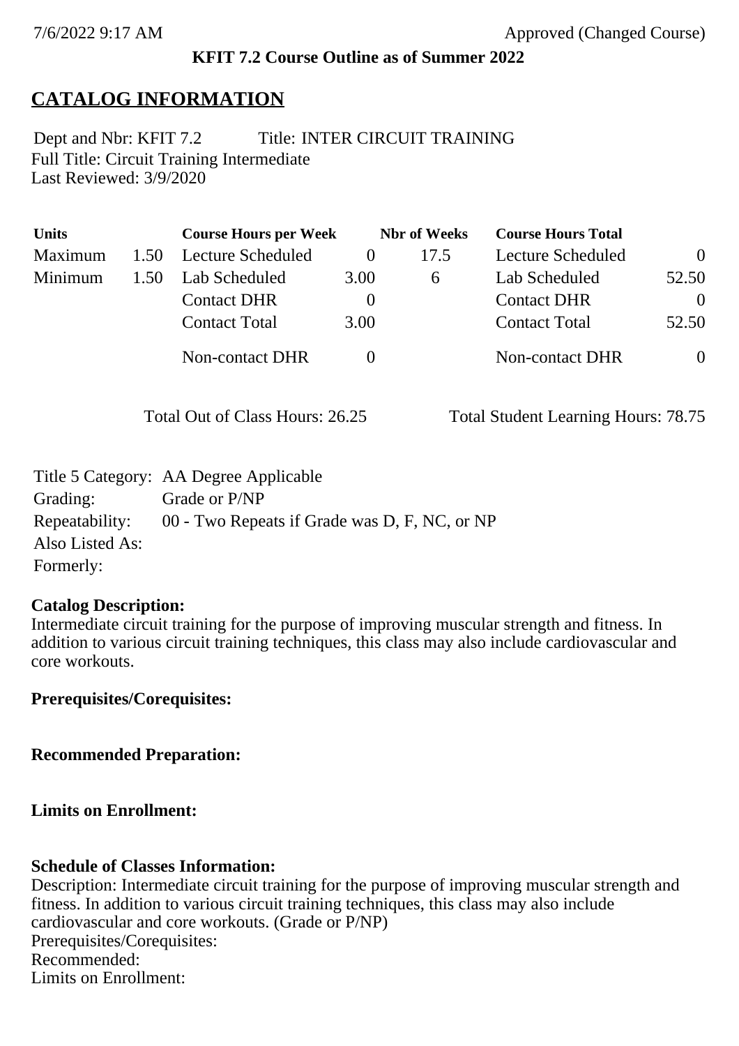7/6/2022 9:17 AM Approved (Changed Course)

**KFIT 7.2 Course Outline as of Summer 2022**

# CATALOG INFORMATION

Dept and Nbr: KFIT 7.2 Title: INTER CIRCUIT TRAINING
Full Title: Circuit Training Intermediate
Last Reviewed: 3/9/2020

| Units | | Course Hours per Week | | Nbr of Weeks | Course Hours Total | |
|---|---|---|---|---|---|---|
| Maximum | 1.50 | Lecture Scheduled | 0 | 17.5 | Lecture Scheduled | 0 |
| Minimum | 1.50 | Lab Scheduled | 3.00 | 6 | Lab Scheduled | 52.50 |
| | | Contact DHR | 0 | | Contact DHR | 0 |
| | | Contact Total | 3.00 | | Contact Total | 52.50 |
| | | Non-contact DHR | 0 | | Non-contact DHR | 0 |

Total Out of Class Hours: 26.25 Total Student Learning Hours: 78.75

Title 5 Category: AA Degree Applicable
Grading: Grade or P/NP
Repeatability: 00 - Two Repeats if Grade was D, F, NC, or NP
Also Listed As:
Formerly:

**Catalog Description:**
Intermediate circuit training for the purpose of improving muscular strength and fitness. In addition to various circuit training techniques, this class may also include cardiovascular and core workouts.

**Prerequisites/Corequisites:**

**Recommended Preparation:**

**Limits on Enrollment:**

**Schedule of Classes Information:**
Description: Intermediate circuit training for the purpose of improving muscular strength and fitness. In addition to various circuit training techniques, this class may also include cardiovascular and core workouts. (Grade or P/NP)
Prerequisites/Corequisites:
Recommended:
Limits on Enrollment: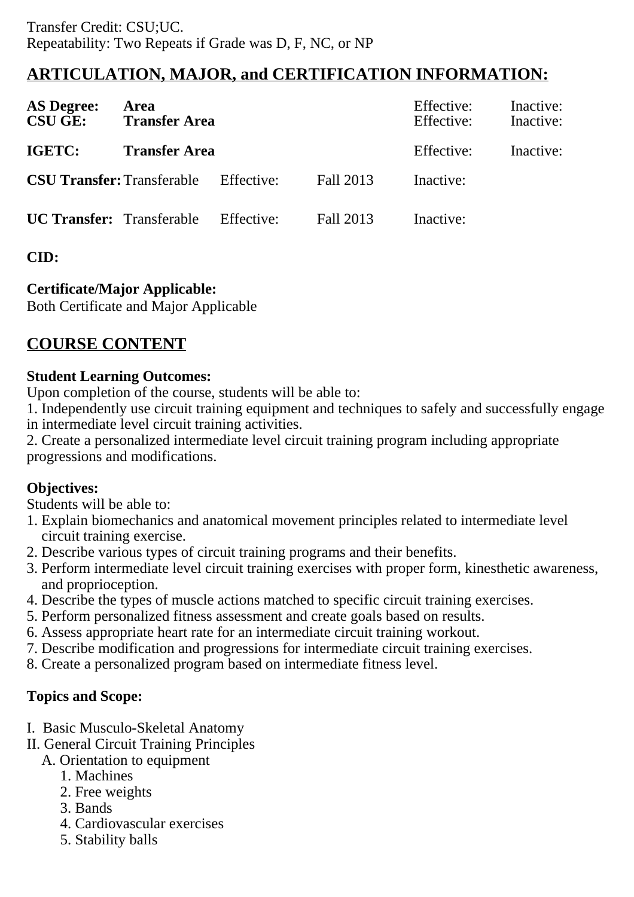Transfer Credit: CSU;UC.
Repeatability: Two Repeats if Grade was D, F, NC, or NP

## ARTICULATION, MAJOR, and CERTIFICATION INFORMATION:

| | | | | | |
|---|---|---|---|---|---|
| **AS Degree:** | **Area** | | | Effective: | Inactive: |
| **CSU GE:** | **Transfer Area** | | | Effective: | Inactive: |
| **IGETC:** | **Transfer Area** | | | Effective: | Inactive: |
| **CSU Transfer:** | Transferable | Effective: | Fall 2013 | Inactive: | |
| **UC Transfer:** | Transferable | Effective: | Fall 2013 | Inactive: | |

**CID:**

**Certificate/Major Applicable:**
Both Certificate and Major Applicable

## COURSE CONTENT

**Student Learning Outcomes:**
Upon completion of the course, students will be able to:
1. Independently use circuit training equipment and techniques to safely and successfully engage in intermediate level circuit training activities.
2. Create a personalized intermediate level circuit training program including appropriate progressions and modifications.

**Objectives:**
Students will be able to:
1. Explain biomechanics and anatomical movement principles related to intermediate level circuit training exercise.
2. Describe various types of circuit training programs and their benefits.
3. Perform intermediate level circuit training exercises with proper form, kinesthetic awareness, and proprioception.
4. Describe the types of muscle actions matched to specific circuit training exercises.
5. Perform personalized fitness assessment and create goals based on results.
6. Assess appropriate heart rate for an intermediate circuit training workout.
7. Describe modification and progressions for intermediate circuit training exercises.
8. Create a personalized program based on intermediate fitness level.

**Topics and Scope:**

I. Basic Musculo-Skeletal Anatomy
II. General Circuit Training Principles
   A. Orientation to equipment
      1. Machines
      2. Free weights
      3. Bands
      4. Cardiovascular exercises
      5. Stability balls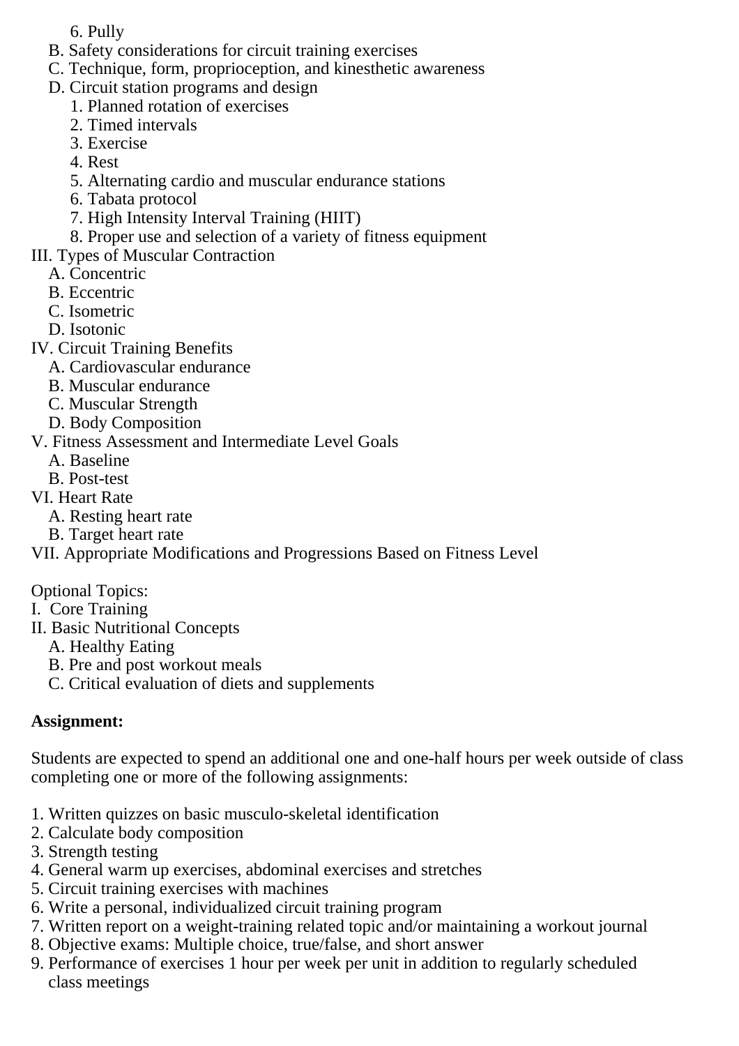6. Pully
    B. Safety considerations for circuit training exercises
    C. Technique, form, proprioception, and kinesthetic awareness
    D. Circuit station programs and design
        1. Planned rotation of exercises
        2. Timed intervals
        3. Exercise
        4. Rest
        5. Alternating cardio and muscular endurance stations
        6. Tabata protocol
        7. High Intensity Interval Training (HIIT)
        8. Proper use and selection of a variety of fitness equipment

III. Types of Muscular Contraction
    A. Concentric
    B. Eccentric
    C. Isometric
    D. Isotonic

IV. Circuit Training Benefits
    A. Cardiovascular endurance
    B. Muscular endurance
    C. Muscular Strength
    D. Body Composition

V. Fitness Assessment and Intermediate Level Goals
    A. Baseline
    B. Post-test

VI. Heart Rate
    A. Resting heart rate
    B. Target heart rate

VII. Appropriate Modifications and Progressions Based on Fitness Level

Optional Topics:

I. Core Training

II. Basic Nutritional Concepts
    A. Healthy Eating
    B. Pre and post workout meals
    C. Critical evaluation of diets and supplements

**Assignment:**

Students are expected to spend an additional one and one-half hours per week outside of class completing one or more of the following assignments:

1. Written quizzes on basic musculo-skeletal identification
2. Calculate body composition
3. Strength testing
4. General warm up exercises, abdominal exercises and stretches
5. Circuit training exercises with machines
6. Write a personal, individualized circuit training program
7. Written report on a weight-training related topic and/or maintaining a workout journal
8. Objective exams: Multiple choice, true/false, and short answer
9. Performance of exercises 1 hour per week per unit in addition to regularly scheduled class meetings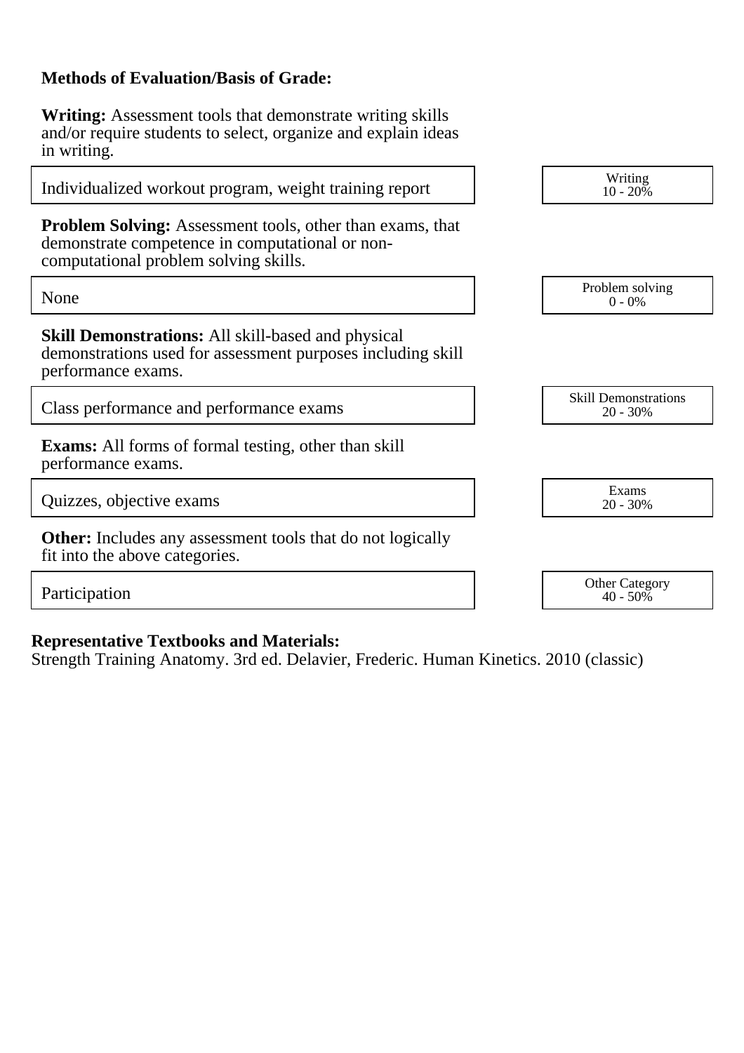**Methods of Evaluation/Basis of Grade:**

**Writing:** Assessment tools that demonstrate writing skills and/or require students to select, organize and explain ideas in writing.

| | |
|---|---|
| Individualized workout program, weight training report | Writing 10 - 20% |

**Problem Solving:** Assessment tools, other than exams, that demonstrate competence in computational or non-computational problem solving skills.

| | |
|---|---|
| None | Problem solving 0 - 0% |

**Skill Demonstrations:** All skill-based and physical demonstrations used for assessment purposes including skill performance exams.

| | |
|---|---|
| Class performance and performance exams | Skill Demonstrations 20 - 30% |

**Exams:** All forms of formal testing, other than skill performance exams.

| | |
|---|---|
| Quizzes, objective exams | Exams 20 - 30% |

**Other:** Includes any assessment tools that do not logically fit into the above categories.

| | |
|---|---|
| Participation | Other Category 40 - 50% |

**Representative Textbooks and Materials:**
Strength Training Anatomy. 3rd ed. Delavier, Frederic. Human Kinetics. 2010 (classic)